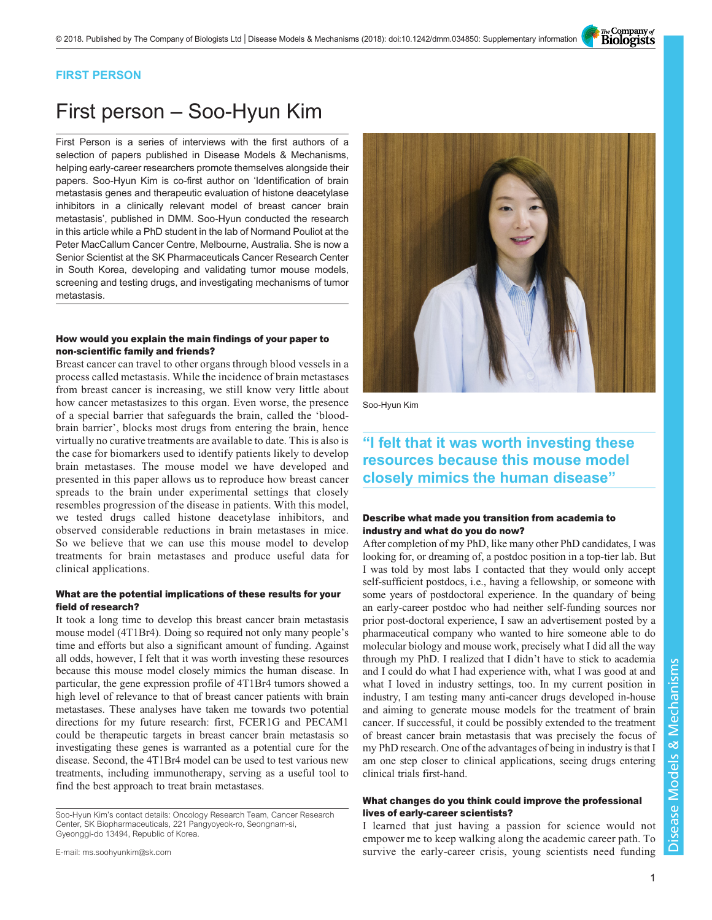FIRST PERSON

# First person – Soo-Hyun Kim

First Person is a series of interviews with the first authors of a selection of papers published in Disease Models & Mechanisms, helping early-career researchers promote themselves alongside their papers. Soo-Hyun Kim is co-first author on 'Identification of brain metastasis genes and therapeutic evaluation of histone deacetylase inhibitors in a clinically relevant model of breast cancer brain metastasis', published in DMM. Soo-Hyun conducted the research in this article while a PhD student in the lab of Normand Pouliot at the Peter MacCallum Cancer Centre, Melbourne, Australia. She is now a Senior Scientist at the SK Pharmaceuticals Cancer Research Center in South Korea, developing and validating tumor mouse models, screening and testing drugs, and investigating mechanisms of tumor metastasis.

Soo-Hyun Kim

### How would you explain the main findings of your paper to non-scientific family and friends?

Breast cancer can travel to other organs through blood vessels in a process called metastasis. While the incidence of brain metastases from breast cancer is increasing, we still know very little about how cancer metastasizes to this organ. Even worse, the presence of a special barrier that safeguards the brain, called the 'blood-brain barrier', blocks most drugs from entering the brain, hence virtually no curative treatments are available to date. This is also is the case for biomarkers used to identify patients likely to develop brain metastases. The mouse model we have developed and presented in this paper allows us to reproduce how breast cancer spreads to the brain under experimental settings that closely resembles progression of the disease in patients. With this model, we tested drugs called histone deacetylase inhibitors, and observed considerable reductions in brain metastases in mice. So we believe that we can use this mouse model to develop treatments for brain metastases and produce useful data for clinical applications.

### What are the potential implications of these results for your field of research?

It took a long time to develop this breast cancer brain metastasis mouse model (4T1Br4). Doing so required not only many people's time and efforts but also a significant amount of funding. Against all odds, however, I felt that it was worth investing these resources because this mouse model closely mimics the human disease. In particular, the gene expression profile of 4T1Br4 tumors showed a high level of relevance to that of breast cancer patients with brain metastases. These analyses have taken me towards two potential directions for my future research: first, FCER1G and PECAM1 could be therapeutic targets in breast cancer brain metastasis so investigating these genes is warranted as a potential cure for the disease. Second, the 4T1Br4 model can be used to test various new treatments, including immunotherapy, serving as a useful tool to find the best approach to treat brain metastases.

> "I felt that it was worth investing these resources because this mouse model closely mimics the human disease"

### Describe what made you transition from academia to industry and what do you do now?

After completion of my PhD, like many other PhD candidates, I was looking for, or dreaming of, a postdoc position in a top-tier lab. But I was told by most labs I contacted that they would only accept self-sufficient postdocs, i.e., having a fellowship, or someone with some years of postdoctoral experience. In the quandary of being an early-career postdoc who had neither self-funding sources nor prior post-doctoral experience, I saw an advertisement posted by a pharmaceutical company who wanted to hire someone able to do molecular biology and mouse work, precisely what I did all the way through my PhD. I realized that I didn't have to stick to academia and I could do what I had experience with, what I was good at and what I loved in industry settings, too. In my current position in industry, I am testing many anti-cancer drugs developed in-house and aiming to generate mouse models for the treatment of brain cancer. If successful, it could be possibly extended to the treatment of breast cancer brain metastasis that was precisely the focus of my PhD research. One of the advantages of being in industry is that I am one step closer to clinical applications, seeing drugs entering clinical trials first-hand.

### What changes do you think could improve the professional lives of early-career scientists?

I learned that just having a passion for science would not empower me to keep walking along the academic career path. To survive the early-career crisis, young scientists need funding

Soo-Hyun Kim's contact details: Oncology Research Team, Cancer Research Center, SK Biopharmaceuticals, 221 Pangyoyeok-ro, Seongnam-si, Gyeonggi-do 13494, Republic of Korea.

E-mail: ms.soohyunkim@sk.com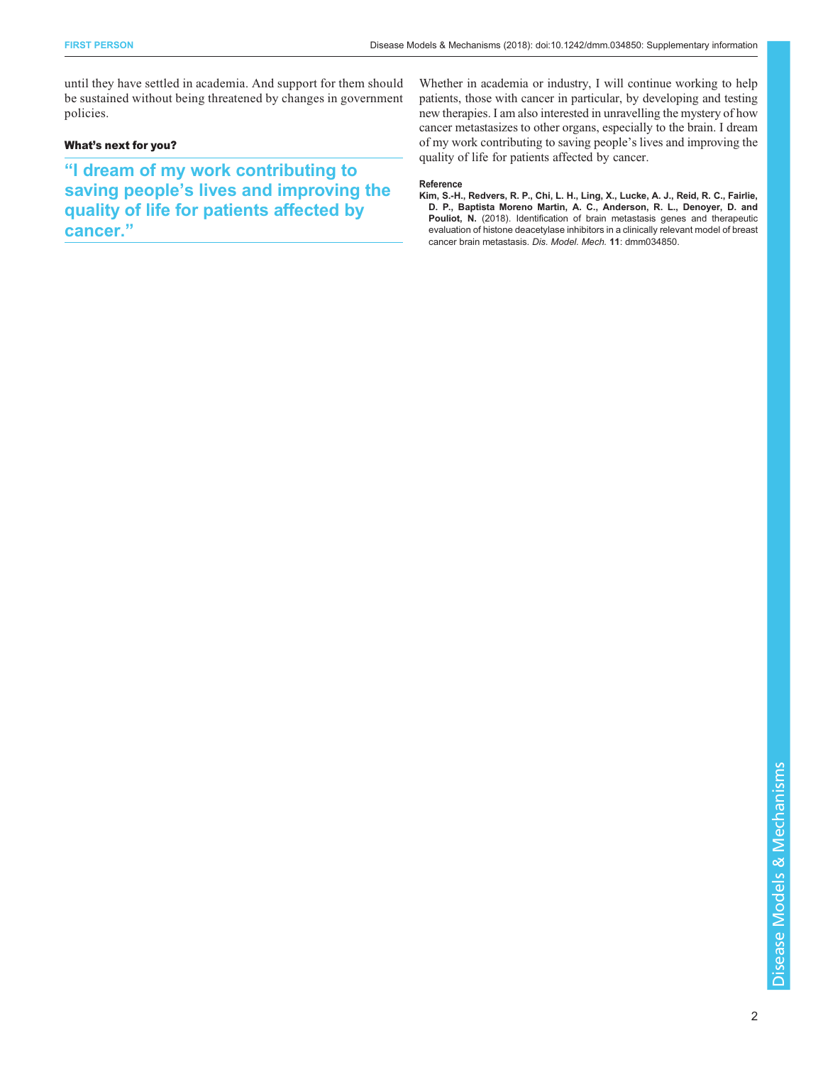until they have settled in academia. And support for them should be sustained without being threatened by changes in government policies.

### What's next for you?

> "I dream of my work contributing to saving people's lives and improving the quality of life for patients affected by cancer."

Whether in academia or industry, I will continue working to help patients, those with cancer in particular, by developing and testing new therapies. I am also interested in unravelling the mystery of how cancer metastasizes to other organs, especially to the brain. I dream of my work contributing to saving people's lives and improving the quality of life for patients affected by cancer.

#### Reference

**Kim, S.-H., Redvers, R. P., Chi, L. H., Ling, X., Lucke, A. J., Reid, R. C., Fairlie, D. P., Baptista Moreno Martin, A. C., Anderson, R. L., Denoyer, D. and Pouliot, N.** (2018). Identification of brain metastasis genes and therapeutic evaluation of histone deacetylase inhibitors in a clinically relevant model of breast cancer brain metastasis. *Dis. Model. Mech.* **11**: dmm034850.